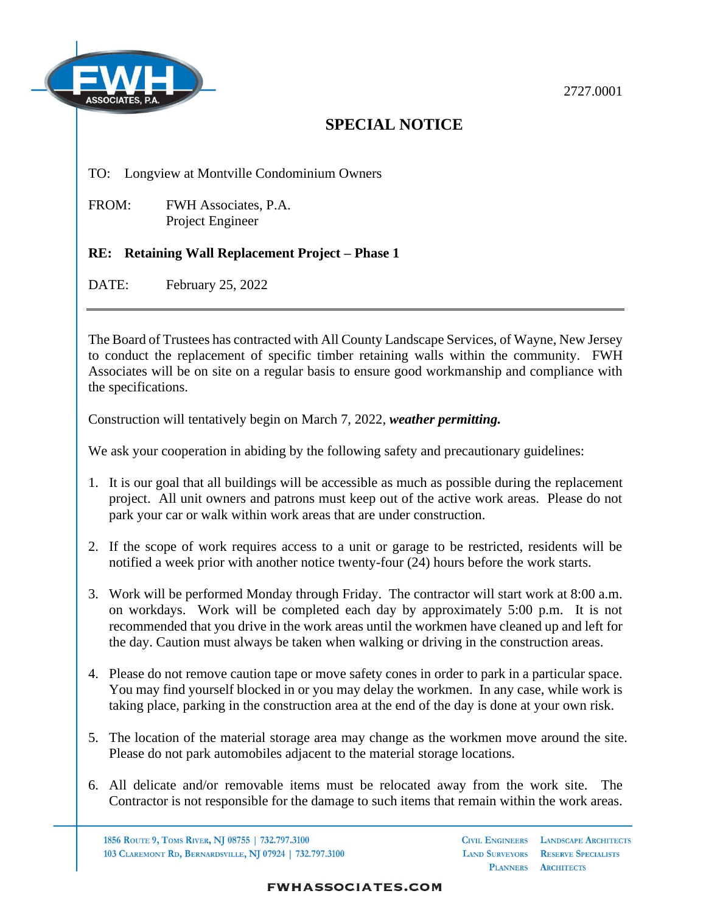2727.0001

# SPECIAL NOTICE

TO: Longview at Montville Condominium Owners

FROM: FWH Associates, P.A.
Project Engineer

**RE: Retaining Wall Replacement Project – Phase 1**

DATE: February 25, 2022

---

The Board of Trustees has contracted with All County Landscape Services, of Wayne, New Jersey to conduct the replacement of specific timber retaining walls within the community. FWH Associates will be on site on a regular basis to ensure good workmanship and compliance with the specifications.

Construction will tentatively begin on March 7, 2022, ***weather permitting.***

We ask your cooperation in abiding by the following safety and precautionary guidelines:

1. It is our goal that all buildings will be accessible as much as possible during the replacement project. All unit owners and patrons must keep out of the active work areas. Please do not park your car or walk within work areas that are under construction.

2. If the scope of work requires access to a unit or garage to be restricted, residents will be notified a week prior with another notice twenty-four (24) hours before the work starts.

3. Work will be performed Monday through Friday. The contractor will start work at 8:00 a.m. on workdays. Work will be completed each day by approximately 5:00 p.m. It is not recommended that you drive in the work areas until the workmen have cleaned up and left for the day. Caution must always be taken when walking or driving in the construction areas.

4. Please do not remove caution tape or move safety cones in order to park in a particular space. You may find yourself blocked in or you may delay the workmen. In any case, while work is taking place, parking in the construction area at the end of the day is done at your own risk.

5. The location of the material storage area may change as the workmen move around the site. Please do not park automobiles adjacent to the material storage locations.

6. All delicate and/or removable items must be relocated away from the work site. The Contractor is not responsible for the damage to such items that remain within the work areas.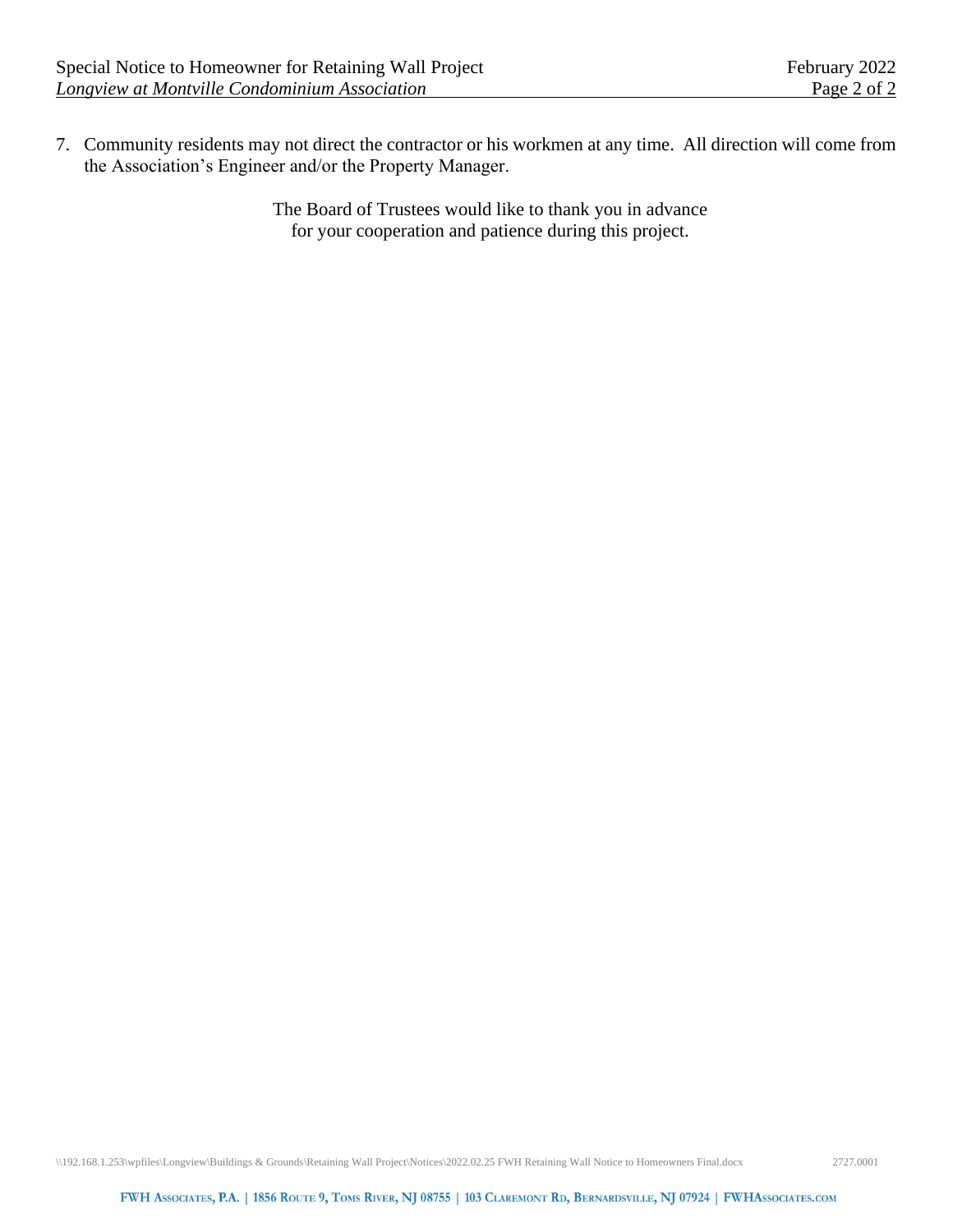7. Community residents may not direct the contractor or his workmen at any time. All direction will come from the Association's Engineer and/or the Property Manager.

The Board of Trustees would like to thank you in advance for your cooperation and patience during this project.